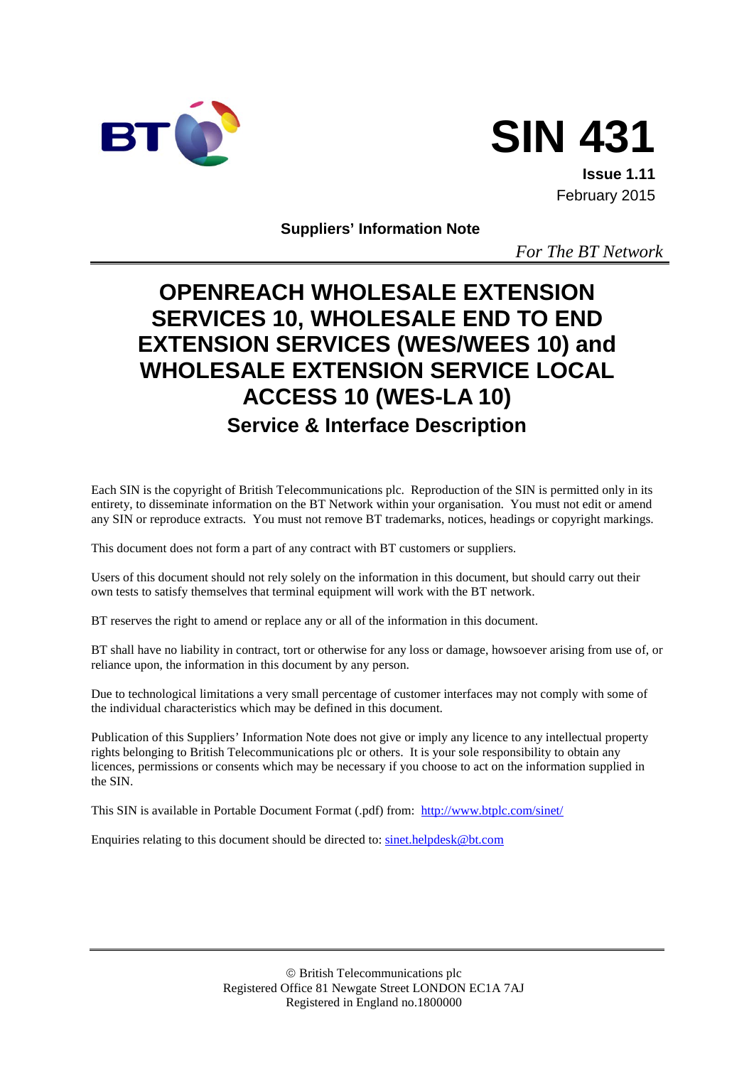# SIN 431

**Issue 1.11**
February 2015

**Suppliers' Information Note**

*For The BT Network*

# OPENREACH WHOLESALE EXTENSION SERVICES 10, WHOLESALE END TO END EXTENSION SERVICES (WES/WEES 10) and WHOLESALE EXTENSION SERVICE LOCAL ACCESS 10 (WES-LA 10)

## Service & Interface Description

Each SIN is the copyright of British Telecommunications plc. Reproduction of the SIN is permitted only in its entirety, to disseminate information on the BT Network within your organisation. You must not edit or amend any SIN or reproduce extracts. You must not remove BT trademarks, notices, headings or copyright markings.

This document does not form a part of any contract with BT customers or suppliers.

Users of this document should not rely solely on the information in this document, but should carry out their own tests to satisfy themselves that terminal equipment will work with the BT network.

BT reserves the right to amend or replace any or all of the information in this document.

BT shall have no liability in contract, tort or otherwise for any loss or damage, howsoever arising from use of, or reliance upon, the information in this document by any person.

Due to technological limitations a very small percentage of customer interfaces may not comply with some of the individual characteristics which may be defined in this document.

Publication of this Suppliers' Information Note does not give or imply any licence to any intellectual property rights belonging to British Telecommunications plc or others. It is your sole responsibility to obtain any licences, permissions or consents which may be necessary if you choose to act on the information supplied in the SIN.

This SIN is available in Portable Document Format (.pdf) from: http://www.btplc.com/sinet/

Enquiries relating to this document should be directed to: sinet.helpdesk@bt.com

© British Telecommunications plc
Registered Office 81 Newgate Street LONDON EC1A 7AJ
Registered in England no.1800000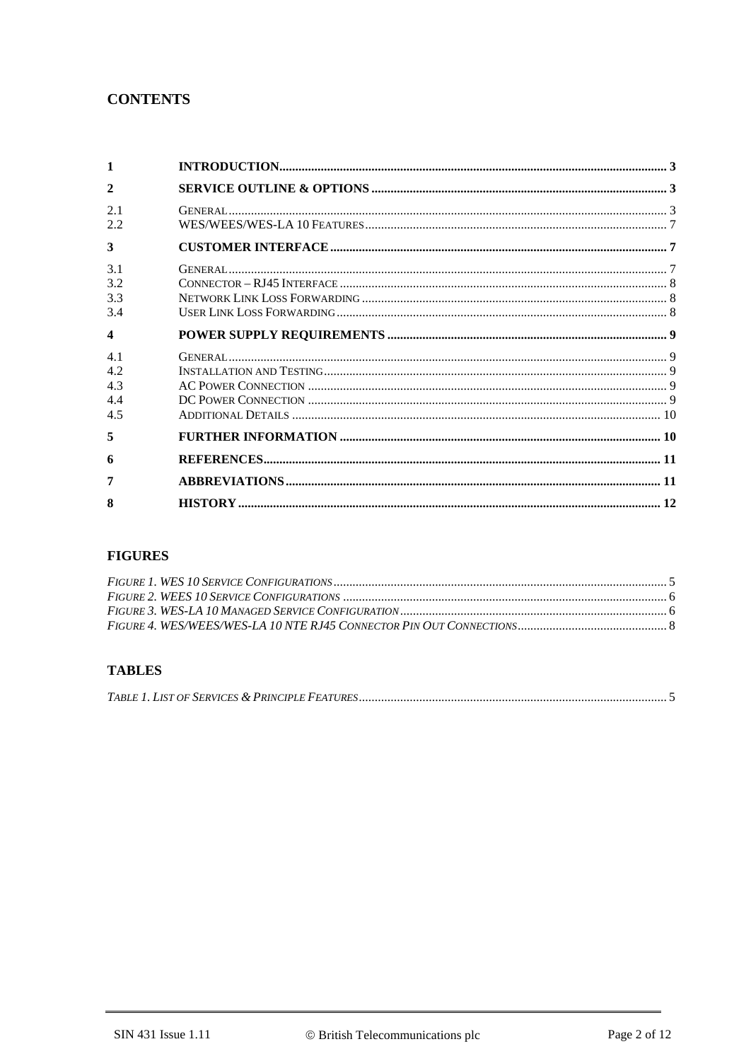# CONTENTS

| | | |
|---|---|---|
| **1** | **INTRODUCTION** | **3** |
| **2** | **SERVICE OUTLINE & OPTIONS** | **3** |
| 2.1 | GENERAL | 3 |
| 2.2 | WES/WEES/WES-LA 10 FEATURES | 7 |
| **3** | **CUSTOMER INTERFACE** | **7** |
| 3.1 | GENERAL | 7 |
| 3.2 | CONNECTOR – RJ45 INTERFACE | 8 |
| 3.3 | NETWORK LINK LOSS FORWARDING | 8 |
| 3.4 | USER LINK LOSS FORWARDING | 8 |
| **4** | **POWER SUPPLY REQUIREMENTS** | **9** |
| 4.1 | GENERAL | 9 |
| 4.2 | INSTALLATION AND TESTING | 9 |
| 4.3 | AC POWER CONNECTION | 9 |
| 4.4 | DC POWER CONNECTION | 9 |
| 4.5 | ADDITIONAL DETAILS | 10 |
| **5** | **FURTHER INFORMATION** | **10** |
| **6** | **REFERENCES** | **11** |
| **7** | **ABBREVIATIONS** | **11** |
| **8** | **HISTORY** | **12** |

# FIGURES

| | |
|---|---|
| *FIGURE 1. WES 10 SERVICE CONFIGURATIONS* | 5 |
| *FIGURE 2. WEES 10 SERVICE CONFIGURATIONS* | 6 |
| *FIGURE 3. WES-LA 10 MANAGED SERVICE CONFIGURATION* | 6 |
| *FIGURE 4. WES/WEES/WES-LA 10 NTE RJ45 CONNECTOR PIN OUT CONNECTIONS* | 8 |

# TABLES

| | |
|---|---|
| *TABLE 1. LIST OF SERVICES & PRINCIPLE FEATURES* | 5 |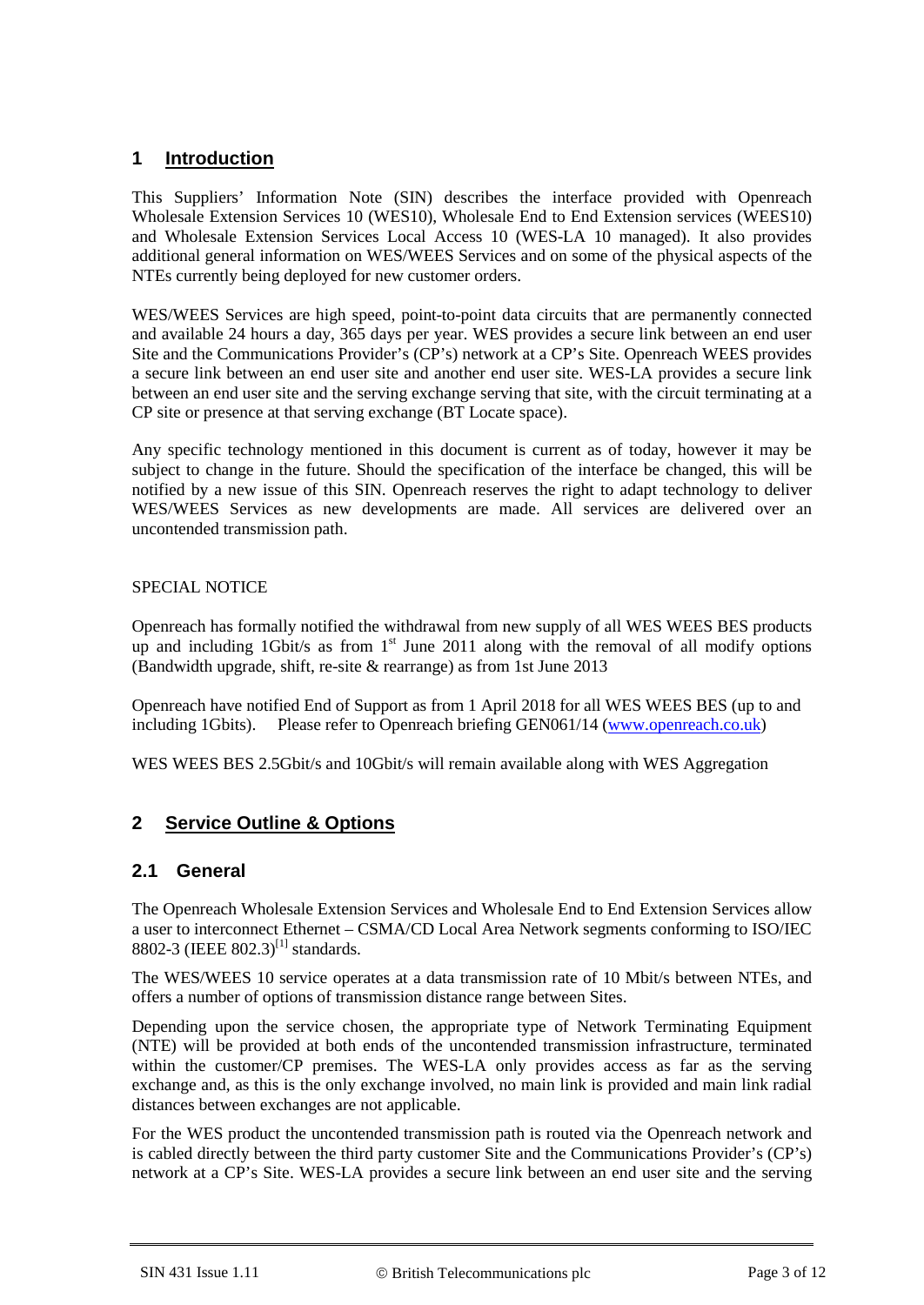## 1 Introduction

This Suppliers' Information Note (SIN) describes the interface provided with Openreach Wholesale Extension Services 10 (WES10), Wholesale End to End Extension services (WEES10) and Wholesale Extension Services Local Access 10 (WES-LA 10 managed). It also provides additional general information on WES/WEES Services and on some of the physical aspects of the NTEs currently being deployed for new customer orders.

WES/WEES Services are high speed, point-to-point data circuits that are permanently connected and available 24 hours a day, 365 days per year. WES provides a secure link between an end user Site and the Communications Provider's (CP's) network at a CP's Site. Openreach WEES provides a secure link between an end user site and another end user site. WES-LA provides a secure link between an end user site and the serving exchange serving that site, with the circuit terminating at a CP site or presence at that serving exchange (BT Locate space).

Any specific technology mentioned in this document is current as of today, however it may be subject to change in the future. Should the specification of the interface be changed, this will be notified by a new issue of this SIN. Openreach reserves the right to adapt technology to deliver WES/WEES Services as new developments are made. All services are delivered over an uncontended transmission path.

SPECIAL NOTICE

Openreach has formally notified the withdrawal from new supply of all WES WEES BES products up and including 1Gbit/s as from 1st June 2011 along with the removal of all modify options (Bandwidth upgrade, shift, re-site & rearrange) as from 1st June 2013

Openreach have notified End of Support as from 1 April 2018 for all WES WEES BES (up to and including 1Gbits). Please refer to Openreach briefing GEN061/14 (www.openreach.co.uk)

WES WEES BES 2.5Gbit/s and 10Gbit/s will remain available along with WES Aggregation

## 2 Service Outline & Options

### 2.1 General

The Openreach Wholesale Extension Services and Wholesale End to End Extension Services allow a user to interconnect Ethernet – CSMA/CD Local Area Network segments conforming to ISO/IEC 8802-3 (IEEE 802.3)[1] standards.

The WES/WEES 10 service operates at a data transmission rate of 10 Mbit/s between NTEs, and offers a number of options of transmission distance range between Sites.

Depending upon the service chosen, the appropriate type of Network Terminating Equipment (NTE) will be provided at both ends of the uncontended transmission infrastructure, terminated within the customer/CP premises. The WES-LA only provides access as far as the serving exchange and, as this is the only exchange involved, no main link is provided and main link radial distances between exchanges are not applicable.

For the WES product the uncontended transmission path is routed via the Openreach network and is cabled directly between the third party customer Site and the Communications Provider's (CP's) network at a CP's Site. WES-LA provides a secure link between an end user site and the serving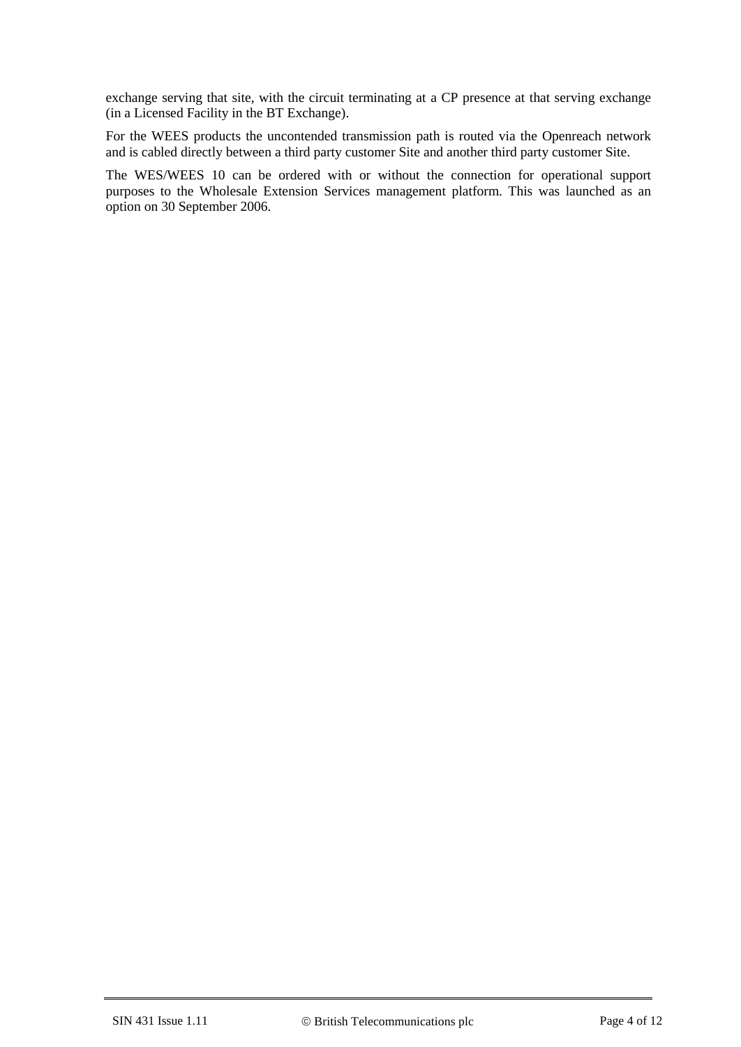exchange serving that site, with the circuit terminating at a CP presence at that serving exchange (in a Licensed Facility in the BT Exchange).

For the WEES products the uncontended transmission path is routed via the Openreach network and is cabled directly between a third party customer Site and another third party customer Site.

The WES/WEES 10 can be ordered with or without the connection for operational support purposes to the Wholesale Extension Services management platform. This was launched as an option on 30 September 2006.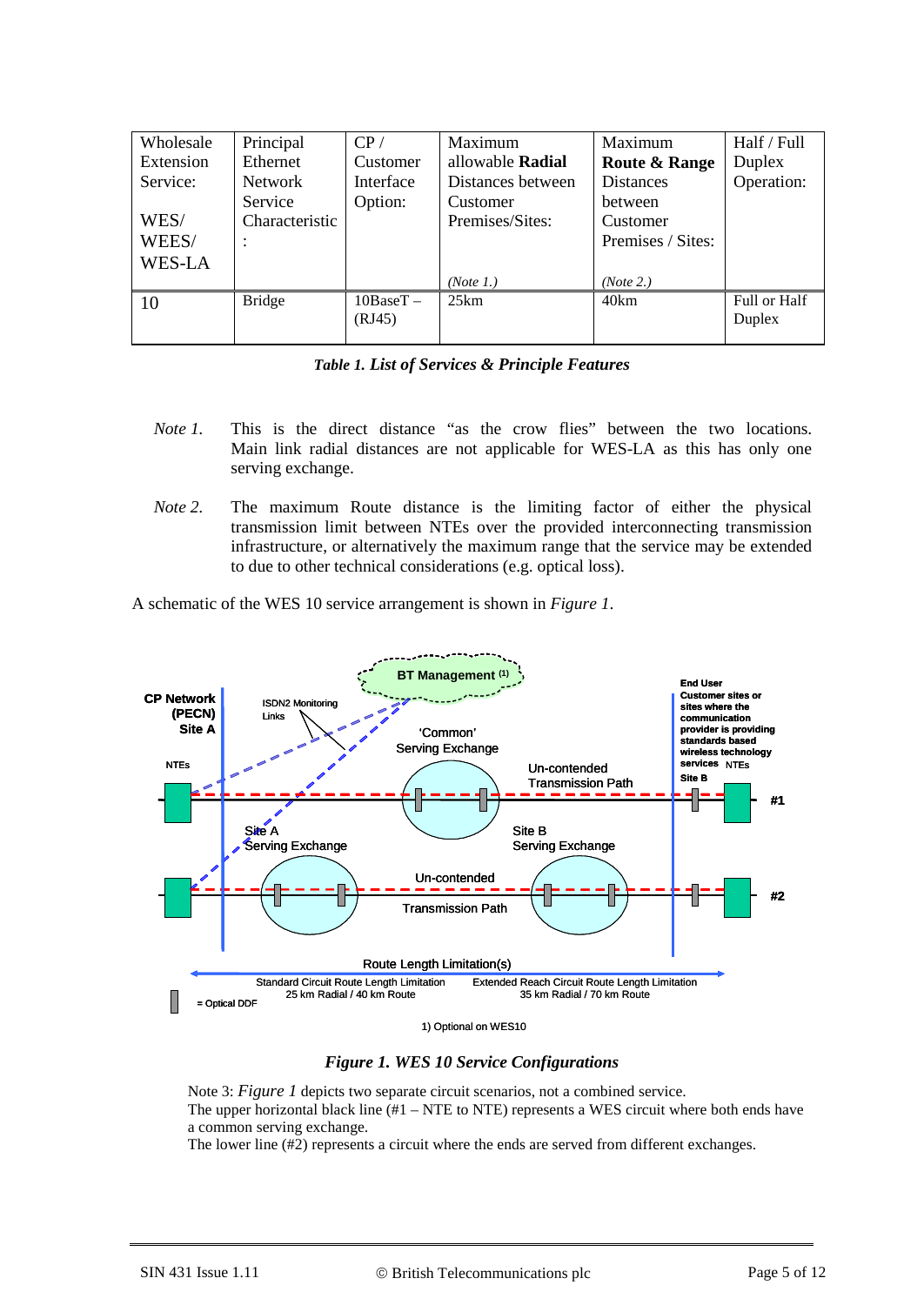| Wholesale Extension Service:<br><br>WES/ WEES/ WES-LA | Principal Ethernet Network Service Characteristic : | CP / Customer Interface Option: | Maximum allowable **Radial** Distances between Customer Premises/Sites:<br><br>*(Note 1.)* | Maximum **Route & Range** Distances between Customer Premises / Sites:<br><br>*(Note 2.)* | Half / Full Duplex Operation: |
|---|---|---|---|---|---|
| 10 | Bridge | 10BaseT – (RJ45) | 25km | 40km | Full or Half Duplex |

***Table 1. List of Services & Principle Features***

*Note 1.* This is the direct distance "as the crow flies" between the two locations. Main link radial distances are not applicable for WES-LA as this has only one serving exchange.

*Note 2.* The maximum Route distance is the limiting factor of either the physical transmission limit between NTEs over the provided interconnecting transmission infrastructure, or alternatively the maximum range that the service may be extended to due to other technical considerations (e.g. optical loss).

A schematic of the WES 10 service arrangement is shown in *Figure 1*.

BT Management (1)

CP Network (PECN) Site A

ISDN2 Monitoring Links

'Common' Serving Exchange

Un-contended Transmission Path

End User Customer sites or sites where the communication provider is providing standards based wireless technology services

NTEs

Site B

#1

Site A Serving Exchange

Site B Serving Exchange

Un-contended Transmission Path

#2

Route Length Limitation(s)

Standard Circuit Route Length Limitation 25 km Radial / 40 km Route

Extended Reach Circuit Route Length Limitation 35 km Radial / 70 km Route

= Optical DDF

1) Optional on WES10

***Figure 1. WES 10 Service Configurations***

Note 3: *Figure 1* depicts two separate circuit scenarios, not a combined service.
The upper horizontal black line (#1 – NTE to NTE) represents a WES circuit where both ends have a common serving exchange.
The lower line (#2) represents a circuit where the ends are served from different exchanges.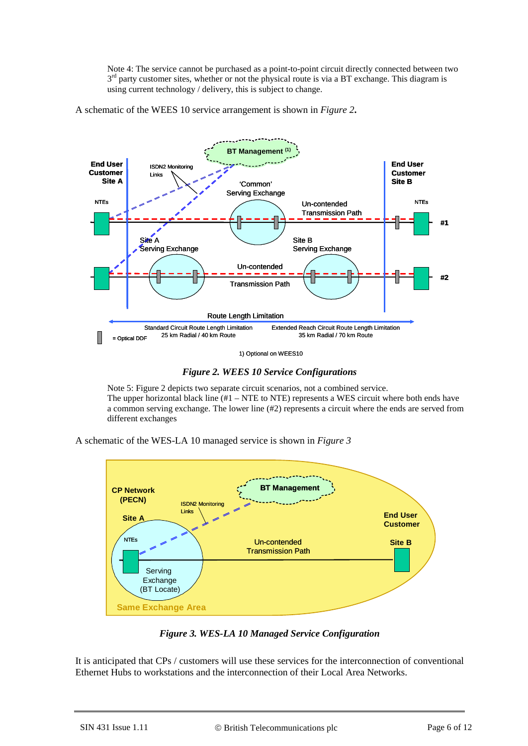Note 4: The service cannot be purchased as a point-to-point circuit directly connected between two 3rd party customer sites, whether or not the physical route is via a BT exchange. This diagram is using current technology / delivery, this is subject to change.

A schematic of the WEES 10 service arrangement is shown in *Figure 2***.**

*Figure 2. WEES 10 Service Configurations*

Note 5: Figure 2 depicts two separate circuit scenarios, not a combined service.
The upper horizontal black line (#1 – NTE to NTE) represents a WES circuit where both ends have a common serving exchange. The lower line (#2) represents a circuit where the ends are served from different exchanges

A schematic of the WES-LA 10 managed service is shown in *Figure 3*

*Figure 3. WES-LA 10 Managed Service Configuration*

It is anticipated that CPs / customers will use these services for the interconnection of conventional Ethernet Hubs to workstations and the interconnection of their Local Area Networks.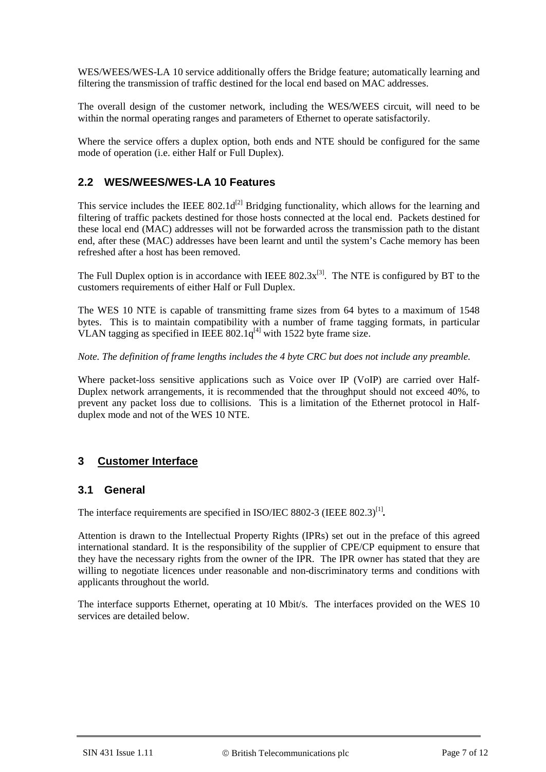WES/WEES/WES-LA 10 service additionally offers the Bridge feature; automatically learning and filtering the transmission of traffic destined for the local end based on MAC addresses.

The overall design of the customer network, including the WES/WEES circuit, will need to be within the normal operating ranges and parameters of Ethernet to operate satisfactorily.

Where the service offers a duplex option, both ends and NTE should be configured for the same mode of operation (i.e. either Half or Full Duplex).

## 2.2 WES/WEES/WES-LA 10 Features

This service includes the IEEE 802.1d[2] Bridging functionality, which allows for the learning and filtering of traffic packets destined for those hosts connected at the local end. Packets destined for these local end (MAC) addresses will not be forwarded across the transmission path to the distant end, after these (MAC) addresses have been learnt and until the system's Cache memory has been refreshed after a host has been removed.

The Full Duplex option is in accordance with IEEE 802.3x[3]. The NTE is configured by BT to the customers requirements of either Half or Full Duplex.

The WES 10 NTE is capable of transmitting frame sizes from 64 bytes to a maximum of 1548 bytes. This is to maintain compatibility with a number of frame tagging formats, in particular VLAN tagging as specified in IEEE 802.1q[4] with 1522 byte frame size.

*Note. The definition of frame lengths includes the 4 byte CRC but does not include any preamble.*

Where packet-loss sensitive applications such as Voice over IP (VoIP) are carried over Half-Duplex network arrangements, it is recommended that the throughput should not exceed 40%, to prevent any packet loss due to collisions. This is a limitation of the Ethernet protocol in Half-duplex mode and not of the WES 10 NTE.

# 3 Customer Interface

## 3.1 General

The interface requirements are specified in ISO/IEC 8802-3 (IEEE 802.3)[1].

Attention is drawn to the Intellectual Property Rights (IPRs) set out in the preface of this agreed international standard. It is the responsibility of the supplier of CPE/CP equipment to ensure that they have the necessary rights from the owner of the IPR. The IPR owner has stated that they are willing to negotiate licences under reasonable and non-discriminatory terms and conditions with applicants throughout the world.

The interface supports Ethernet, operating at 10 Mbit/s. The interfaces provided on the WES 10 services are detailed below.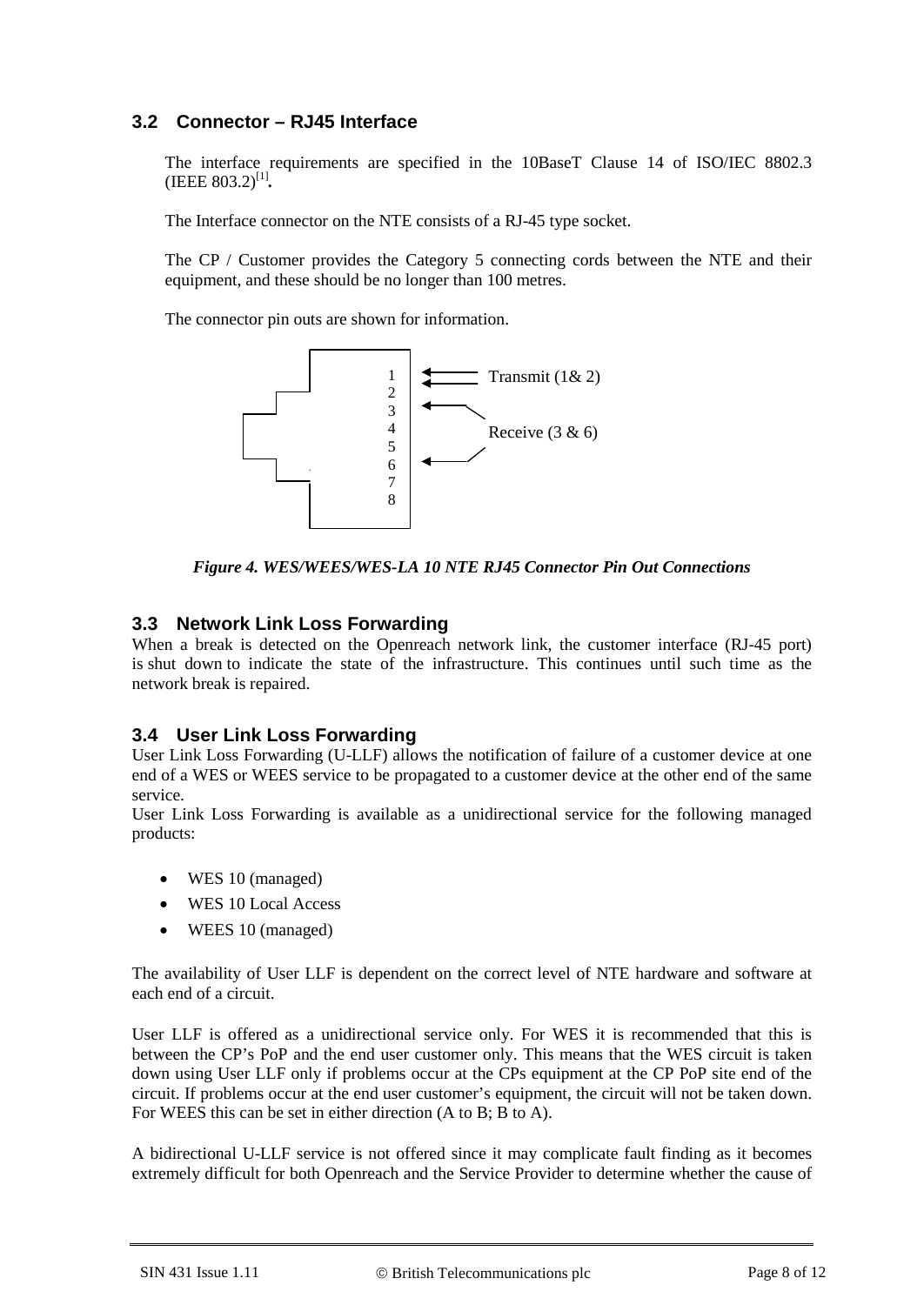## 3.2 Connector – RJ45 Interface

The interface requirements are specified in the 10BaseT Clause 14 of ISO/IEC 8802.3 (IEEE 802.2)[1].

The Interface connector on the NTE consists of a RJ-45 type socket.

The CP / Customer provides the Category 5 connecting cords between the NTE and their equipment, and these should be no longer than 100 metres.

The connector pin outs are shown for information.

1
2
3
4
5
6
7
8

Transmit (1& 2)

Receive (3 & 6)

*Figure 4. WES/WEES/WES-LA 10 NTE RJ45 Connector Pin Out Connections*

## 3.3 Network Link Loss Forwarding

When a break is detected on the Openreach network link, the customer interface (RJ-45 port) is shut down to indicate the state of the infrastructure. This continues until such time as the network break is repaired.

## 3.4 User Link Loss Forwarding

User Link Loss Forwarding (U-LLF) allows the notification of failure of a customer device at one end of a WES or WEES service to be propagated to a customer device at the other end of the same service.
User Link Loss Forwarding is available as a unidirectional service for the following managed products:

- WES 10 (managed)
- WES 10 Local Access
- WEES 10 (managed)

The availability of User LLF is dependent on the correct level of NTE hardware and software at each end of a circuit.

User LLF is offered as a unidirectional service only. For WES it is recommended that this is between the CP's PoP and the end user customer only. This means that the WES circuit is taken down using User LLF only if problems occur at the CPs equipment at the CP PoP site end of the circuit. If problems occur at the end user customer's equipment, the circuit will not be taken down. For WEES this can be set in either direction (A to B; B to A).

A bidirectional U-LLF service is not offered since it may complicate fault finding as it becomes extremely difficult for both Openreach and the Service Provider to determine whether the cause of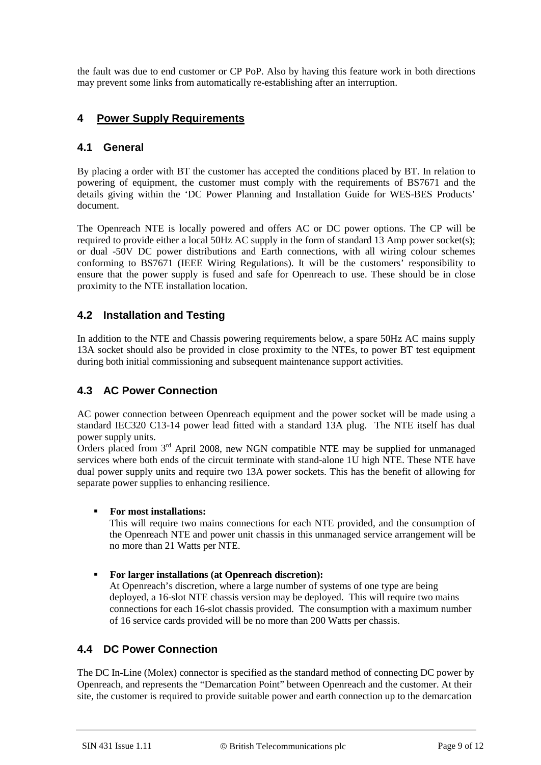the fault was due to end customer or CP PoP. Also by having this feature work in both directions may prevent some links from automatically re-establishing after an interruption.

# 4 Power Supply Requirements

## 4.1 General

By placing a order with BT the customer has accepted the conditions placed by BT. In relation to powering of equipment, the customer must comply with the requirements of BS7671 and the details giving within the 'DC Power Planning and Installation Guide for WES-BES Products' document.

The Openreach NTE is locally powered and offers AC or DC power options. The CP will be required to provide either a local 50Hz AC supply in the form of standard 13 Amp power socket(s); or dual -50V DC power distributions and Earth connections, with all wiring colour schemes conforming to BS7671 (IEEE Wiring Regulations). It will be the customers' responsibility to ensure that the power supply is fused and safe for Openreach to use. These should be in close proximity to the NTE installation location.

## 4.2 Installation and Testing

In addition to the NTE and Chassis powering requirements below, a spare 50Hz AC mains supply 13A socket should also be provided in close proximity to the NTEs, to power BT test equipment during both initial commissioning and subsequent maintenance support activities.

## 4.3 AC Power Connection

AC power connection between Openreach equipment and the power socket will be made using a standard IEC320 C13-14 power lead fitted with a standard 13A plug. The NTE itself has dual power supply units.
Orders placed from 3rd April 2008, new NGN compatible NTE may be supplied for unmanaged services where both ends of the circuit terminate with stand-alone 1U high NTE. These NTE have dual power supply units and require two 13A power sockets. This has the benefit of allowing for separate power supplies to enhancing resilience.

- **For most installations:**
  This will require two mains connections for each NTE provided, and the consumption of the Openreach NTE and power unit chassis in this unmanaged service arrangement will be no more than 21 Watts per NTE.

- **For larger installations (at Openreach discretion):**
  At Openreach's discretion, where a large number of systems of one type are being deployed, a 16-slot NTE chassis version may be deployed. This will require two mains connections for each 16-slot chassis provided. The consumption with a maximum number of 16 service cards provided will be no more than 200 Watts per chassis.

## 4.4 DC Power Connection

The DC In-Line (Molex) connector is specified as the standard method of connecting DC power by Openreach, and represents the "Demarcation Point" between Openreach and the customer. At their site, the customer is required to provide suitable power and earth connection up to the demarcation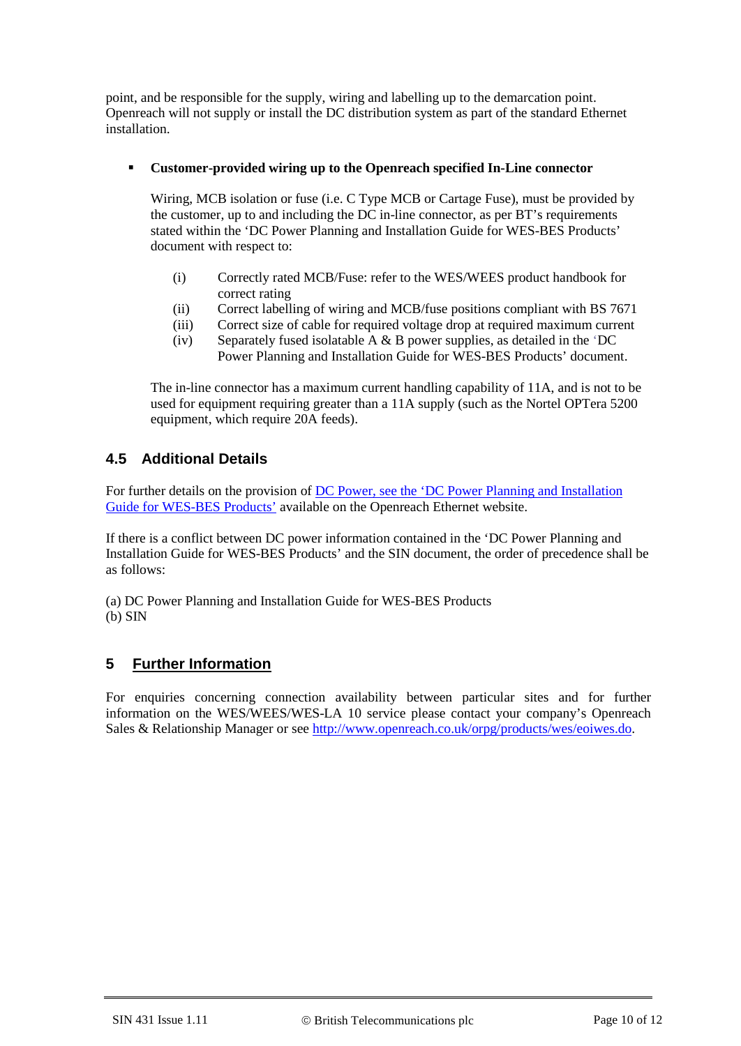point, and be responsible for the supply, wiring and labelling up to the demarcation point. Openreach will not supply or install the DC distribution system as part of the standard Ethernet installation.

- **Customer-provided wiring up to the Openreach specified In-Line connector**

  Wiring, MCB isolation or fuse (i.e. C Type MCB or Cartage Fuse), must be provided by the customer, up to and including the DC in-line connector, as per BT's requirements stated within the 'DC Power Planning and Installation Guide for WES-BES Products' document with respect to:

  (i) Correctly rated MCB/Fuse: refer to the WES/WEES product handbook for correct rating
  (ii) Correct labelling of wiring and MCB/fuse positions compliant with BS 7671
  (iii) Correct size of cable for required voltage drop at required maximum current
  (iv) Separately fused isolatable A & B power supplies, as detailed in the 'DC Power Planning and Installation Guide for WES-BES Products' document.

  The in-line connector has a maximum current handling capability of 11A, and is not to be used for equipment requiring greater than a 11A supply (such as the Nortel OPTera 5200 equipment, which require 20A feeds).

### 4.5 Additional Details

For further details on the provision of DC Power, see the 'DC Power Planning and Installation Guide for WES-BES Products' available on the Openreach Ethernet website.

If there is a conflict between DC power information contained in the 'DC Power Planning and Installation Guide for WES-BES Products' and the SIN document, the order of precedence shall be as follows:

(a) DC Power Planning and Installation Guide for WES-BES Products
(b) SIN

## 5 Further Information

For enquiries concerning connection availability between particular sites and for further information on the WES/WEES/WES-LA 10 service please contact your company's Openreach Sales & Relationship Manager or see http://www.openreach.co.uk/orpg/products/wes/eoiwes.do.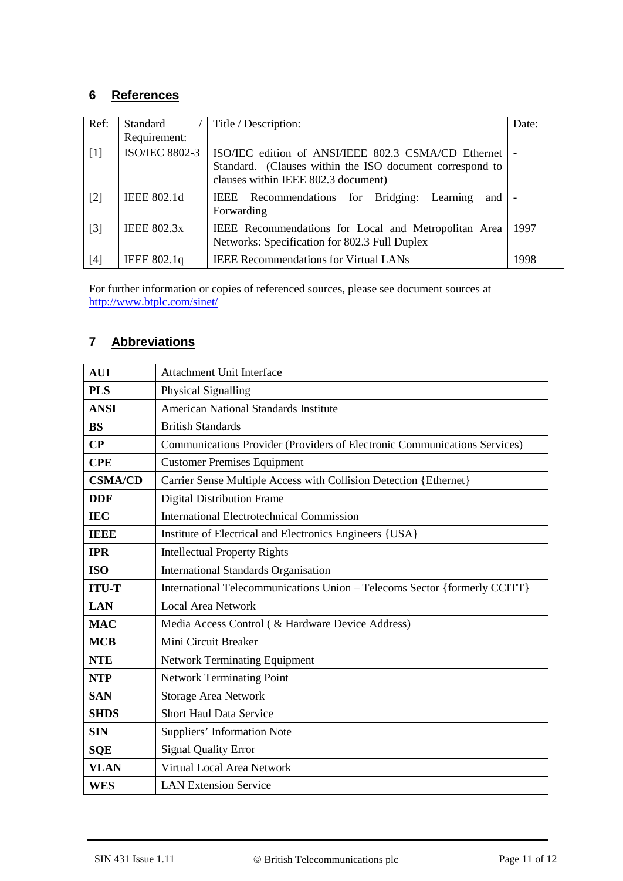## 6 References

| Ref: | Standard / Requirement: | Title / Description: | Date: |
|---|---|---|---|
| [1] | ISO/IEC 8802-3 | ISO/IEC edition of ANSI/IEEE 802.3 CSMA/CD Ethernet Standard. (Clauses within the ISO document correspond to clauses within IEEE 802.3 document) | - |
| [2] | IEEE 802.1d | IEEE Recommendations for Bridging: Learning and Forwarding | - |
| [3] | IEEE 802.3x | IEEE Recommendations for Local and Metropolitan Area Networks: Specification for 802.3 Full Duplex | 1997 |
| [4] | IEEE 802.1q | IEEE Recommendations for Virtual LANs | 1998 |

For further information or copies of referenced sources, please see document sources at http://www.btplc.com/sinet/

## 7 Abbreviations

| | |
|---|---|
| **AUI** | Attachment Unit Interface |
| **PLS** | Physical Signalling |
| **ANSI** | American National Standards Institute |
| **BS** | British Standards |
| **CP** | Communications Provider (Providers of Electronic Communications Services) |
| **CPE** | Customer Premises Equipment |
| **CSMA/CD** | Carrier Sense Multiple Access with Collision Detection {Ethernet} |
| **DDF** | Digital Distribution Frame |
| **IEC** | International Electrotechnical Commission |
| **IEEE** | Institute of Electrical and Electronics Engineers {USA} |
| **IPR** | Intellectual Property Rights |
| **ISO** | International Standards Organisation |
| **ITU-T** | International Telecommunications Union – Telecoms Sector {formerly CCITT} |
| **LAN** | Local Area Network |
| **MAC** | Media Access Control ( & Hardware Device Address) |
| **MCB** | Mini Circuit Breaker |
| **NTE** | Network Terminating Equipment |
| **NTP** | Network Terminating Point |
| **SAN** | Storage Area Network |
| **SHDS** | Short Haul Data Service |
| **SIN** | Suppliers' Information Note |
| **SQE** | Signal Quality Error |
| **VLAN** | Virtual Local Area Network |
| **WES** | LAN Extension Service |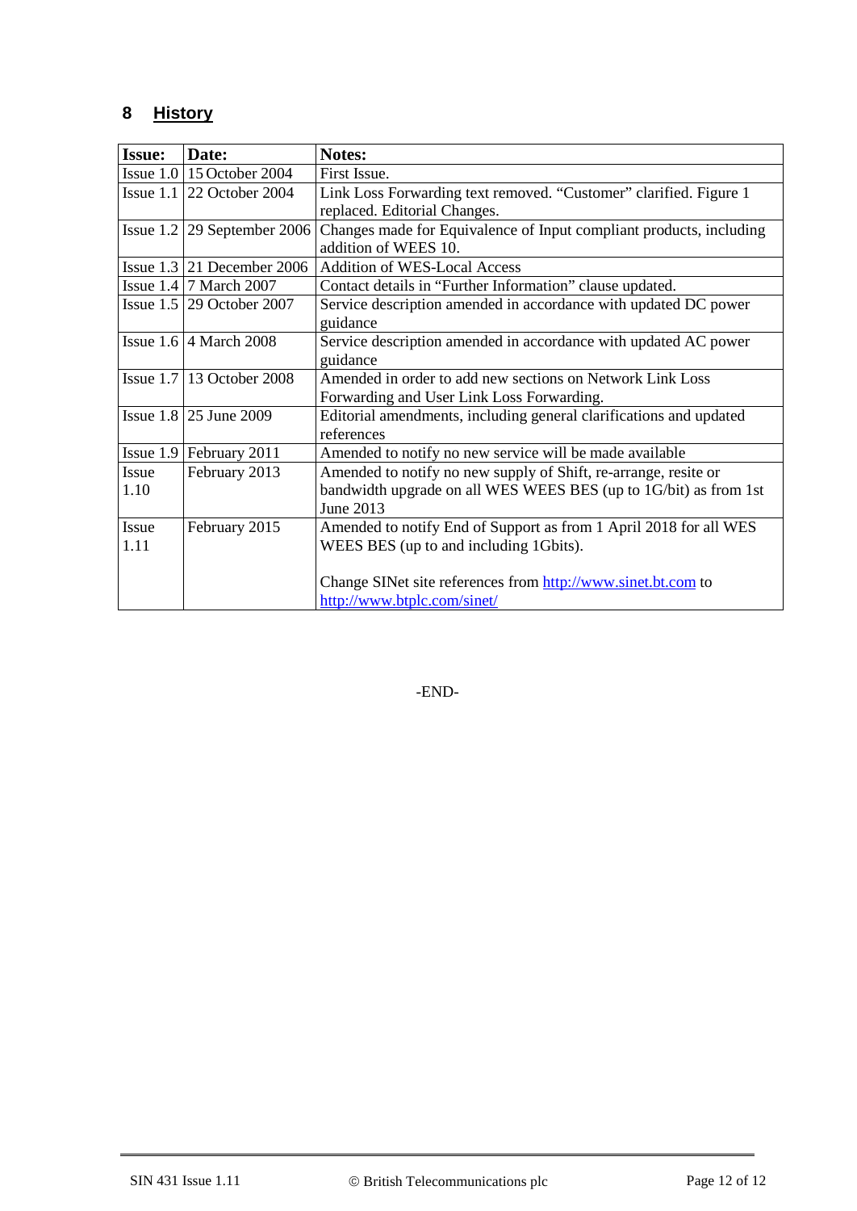## 8 History

| Issue: | Date: | Notes: |
|---|---|---|
| Issue 1.0 | 15 October 2004 | First Issue. |
| Issue 1.1 | 22 October 2004 | Link Loss Forwarding text removed. "Customer" clarified. Figure 1 replaced. Editorial Changes. |
| Issue 1.2 | 29 September 2006 | Changes made for Equivalence of Input compliant products, including addition of WEES 10. |
| Issue 1.3 | 21 December 2006 | Addition of WES-Local Access |
| Issue 1.4 | 7 March 2007 | Contact details in "Further Information" clause updated. |
| Issue 1.5 | 29 October 2007 | Service description amended in accordance with updated DC power guidance |
| Issue 1.6 | 4 March 2008 | Service description amended in accordance with updated AC power guidance |
| Issue 1.7 | 13 October 2008 | Amended in order to add new sections on Network Link Loss Forwarding and User Link Loss Forwarding. |
| Issue 1.8 | 25 June 2009 | Editorial amendments, including general clarifications and updated references |
| Issue 1.9 | February 2011 | Amended to notify no new service will be made available |
| Issue 1.10 | February 2013 | Amended to notify no new supply of Shift, re-arrange, resite or bandwidth upgrade on all WES WEES BES (up to 1G/bit) as from 1st June 2013 |
| Issue 1.11 | February 2015 | Amended to notify End of Support as from 1 April 2018 for all WES WEES BES (up to and including 1Gbits).<br><br>Change SINet site references from http://www.sinet.bt.com to http://www.btplc.com/sinet/ |

-END-